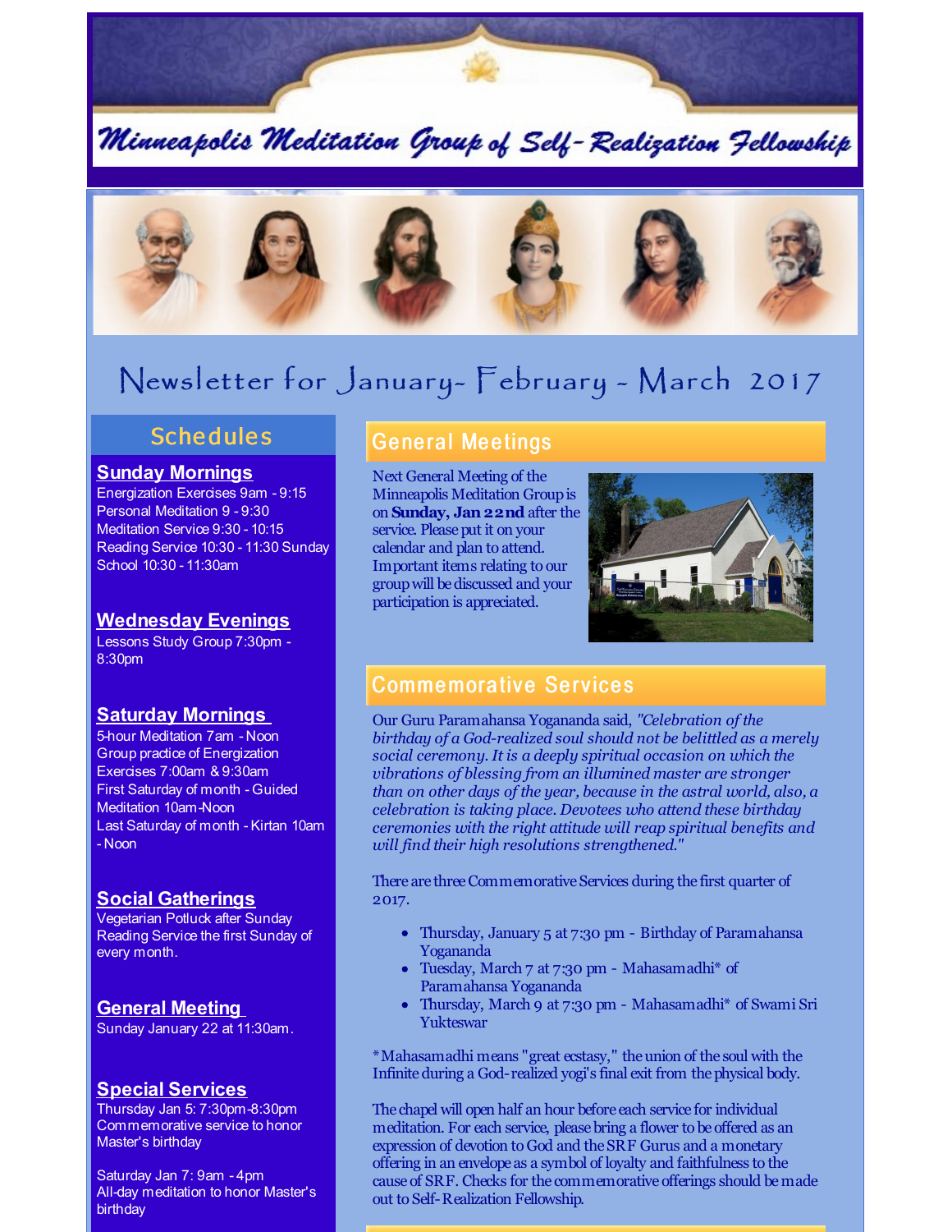# Minneapolis Meditation Group of Self-Realization Fellowship

## Newsletter for January- February - March 2017

## Schedules

### Sunday Mornings

Energization Exercises 9am - 9:15
Personal Meditation 9 - 9:30
Meditation Service 9:30 - 10:15
Reading Service 10:30 - 11:30 Sunday School 10:30 - 11:30am

### Wednesday Evenings

Lessons Study Group 7:30pm - 8:30pm

### Saturday Mornings

5-hour Meditation 7am - Noon
Group practice of Energization Exercises 7:00am & 9:30am
First Saturday of month - Guided Meditation 10am-Noon
Last Saturday of month - Kirtan 10am - Noon

### Social Gatherings

Vegetarian Potluck after Sunday Reading Service the first Sunday of every month.

### General Meeting

Sunday January 22 at 11:30am.

### Special Services

Thursday Jan 5: 7:30pm-8:30pm
Commemorative service to honor Master's birthday

Saturday Jan 7: 9am - 4pm
All-day meditation to honor Master's birthday

## General Meetings

Next General Meeting of the Minneapolis Meditation Group is on **Sunday, Jan 22nd** after the service. Please put it on your calendar and plan to attend. Important items relating to our group will be discussed and your participation is appreciated.

## Commemorative Services

Our Guru Paramahansa Yogananda said, *"Celebration of the birthday of a God-realized soul should not be belittled as a merely social ceremony. It is a deeply spiritual occasion on which the vibrations of blessing from an illumined master are stronger than on other days of the year, because in the astral world, also, a celebration is taking place. Devotees who attend these birthday ceremonies with the right attitude will reap spiritual benefits and will find their high resolutions strengthened."*

There are three Commemorative Services during the first quarter of 2017.

- Thursday, January 5 at 7:30 pm - Birthday of Paramahansa Yogananda
- Tuesday, March 7 at 7:30 pm - Mahasamadhi* of Paramahansa Yogananda
- Thursday, March 9 at 7:30 pm - Mahasamadhi* of Swami Sri Yukteswar

*Mahasamadhi means "great ecstasy," the union of the soul with the Infinite during a God-realized yogi's final exit from the physical body.

The chapel will open half an hour before each service for individual meditation. For each service, please bring a flower to be offered as an expression of devotion to God and the SRF Gurus and a monetary offering in an envelope as a symbol of loyalty and faithfulness to the cause of SRF. Checks for the commemorative offerings should be made out to Self-Realization Fellowship.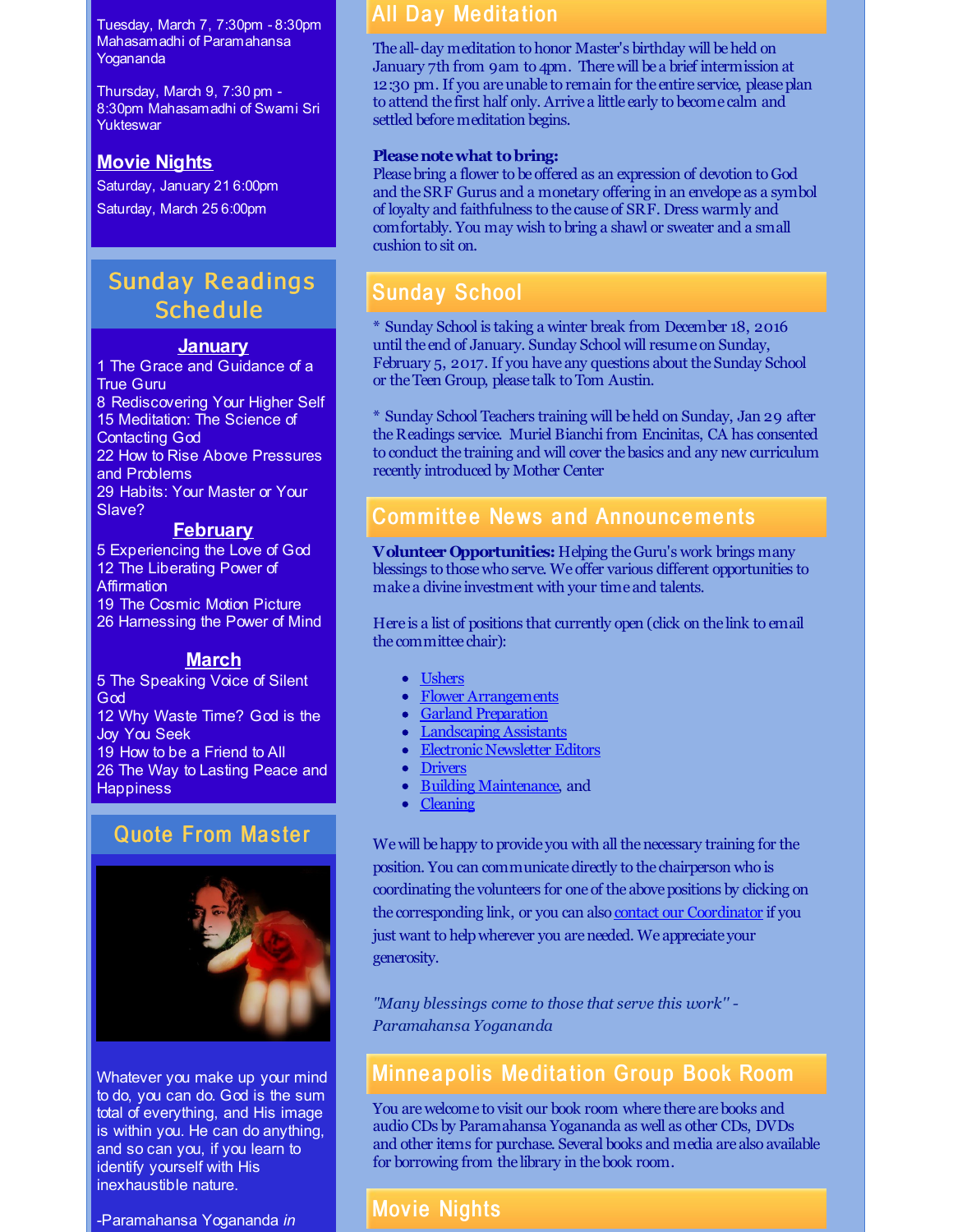Tuesday, March 7, 7:30pm - 8:30pm Mahasamadhi of Paramahansa Yogananda

Thursday, March 9, 7:30 pm - 8:30pm Mahasamadhi of Swami Sri Yukteswar

**Movie Nights**

Saturday, January 21 6:00pm

Saturday, March 25 6:00pm

## Sunday Readings Schedule

**January**

1 The Grace and Guidance of a True Guru
8 Rediscovering Your Higher Self
15 Meditation: The Science of Contacting God
22 How to Rise Above Pressures and Problems
29 Habits: Your Master or Your Slave?

**February**

5 Experiencing the Love of God
12 The Liberating Power of Affirmation
19 The Cosmic Motion Picture
26 Harnessing the Power of Mind

**March**

5 The Speaking Voice of Silent God
12 Why Waste Time? God is the Joy You Seek
19 How to be a Friend to All
26 The Way to Lasting Peace and Happiness

## Quote From Master

Whatever you make up your mind to do, you can do. God is the sum total of everything, and His image is within you. He can do anything, and so can you, if you learn to identify yourself with His inexhaustible nature.

-Paramahansa Yogananda *in*

## All Day Meditation

The all-day meditation to honor Master's birthday will be held on January 7th from 9am to 4pm. There will be a brief intermission at 12:30 pm. If you are unable to remain for the entire service, please plan to attend the first half only. Arrive a little early to become calm and settled before meditation begins.

**Please note what to bring:**
Please bring a flower to be offered as an expression of devotion to God and the SRF Gurus and a monetary offering in an envelope as a symbol of loyalty and faithfulness to the cause of SRF. Dress warmly and comfortably. You may wish to bring a shawl or sweater and a small cushion to sit on.

## Sunday School

* Sunday School is taking a winter break from December 18, 2016 until the end of January. Sunday School will resume on Sunday, February 5, 2017. If you have any questions about the Sunday School or the Teen Group, please talk to Tom Austin.

* Sunday School Teachers training will be held on Sunday, Jan 29 after the Readings service. Muriel Bianchi from Encinitas, CA has consented to conduct the training and will cover the basics and any new curriculum recently introduced by Mother Center

## Committee News and Announcements

**Volunteer Opportunities:** Helping the Guru's work brings many blessings to those who serve. We offer various different opportunities to make a divine investment with your time and talents.

Here is a list of positions that currently open (click on the link to email the committee chair):

- Ushers
- Flower Arrangements
- Garland Preparation
- Landscaping Assistants
- Electronic Newsletter Editors
- Drivers
- Building Maintenance, and
- Cleaning

We will be happy to provide you with all the necessary training for the position. You can communicate directly to the chairperson who is coordinating the volunteers for one of the above positions by clicking on the corresponding link, or you can also contact our Coordinator if you just want to help wherever you are needed. We appreciate your generosity.

*"Many blessings come to those that serve this work" - Paramahansa Yogananda*

## Minneapolis Meditation Group Book Room

You are welcome to visit our book room where there are books and audio CDs by Paramahansa Yogananda as well as other CDs, DVDs and other items for purchase. Several books and media are also available for borrowing from the library in the book room.

## Movie Nights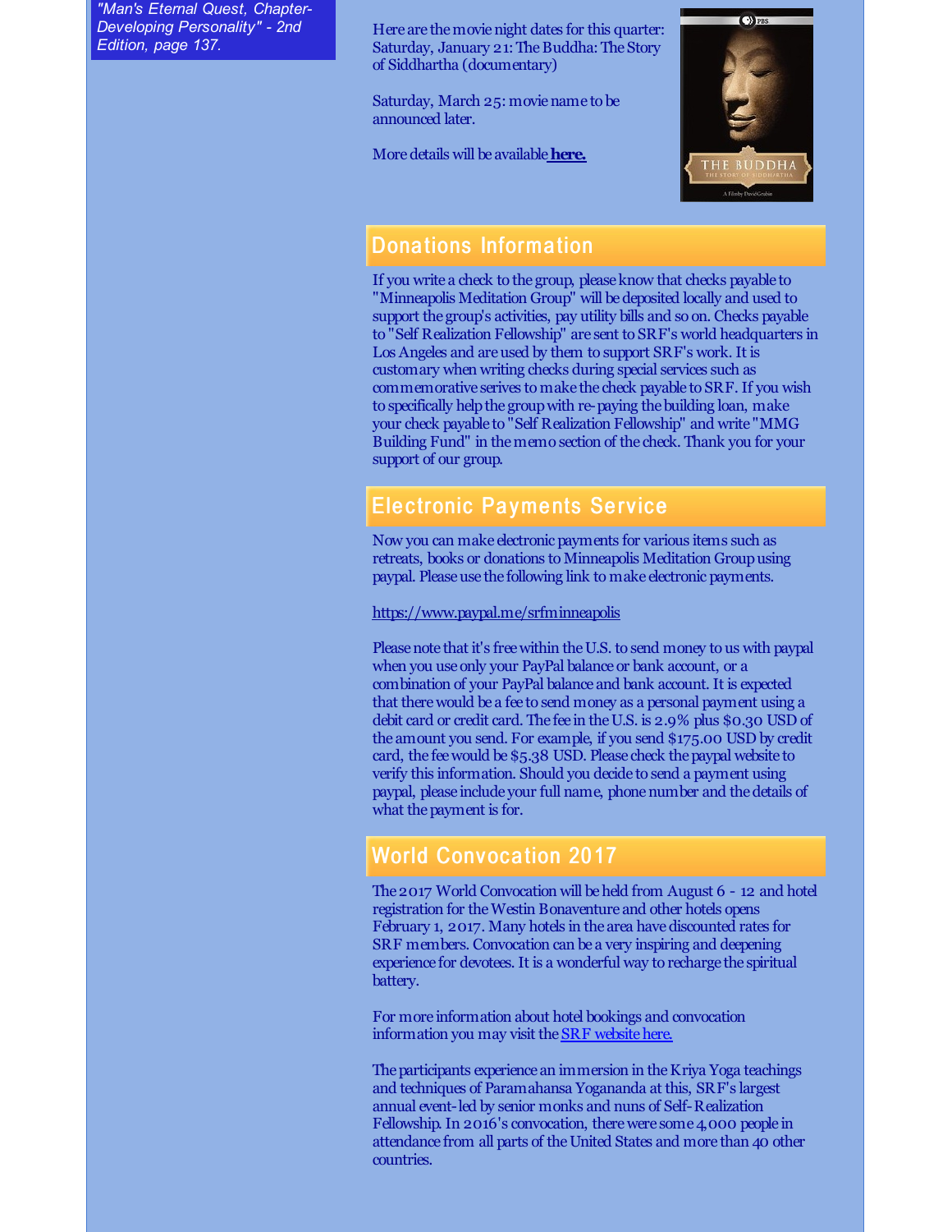*"Man's Eternal Quest, Chapter-Developing Personality" - 2nd Edition, page 137.*

Here are the movie night dates for this quarter:
Saturday, January 21: The Buddha: The Story of Siddhartha (documentary)

Saturday, March 25: movie name to be announced later.

More details will be available **here.**

## Donations Information

If you write a check to the group, please know that checks payable to "Minneapolis Meditation Group" will be deposited locally and used to support the group's activities, pay utility bills and so on. Checks payable to "Self Realization Fellowship" are sent to SRF's world headquarters in Los Angeles and are used by them to support SRF's work. It is customary when writing checks during special services such as commemorative serives to make the check payable to SRF. If you wish to specifically help the group with re-paying the building loan, make your check payable to "Self Realization Fellowship" and write "MMG Building Fund" in the memo section of the check. Thank you for your support of our group.

## Electronic Payments Service

Now you can make electronic payments for various items such as retreats, books or donations to Minneapolis Meditation Group using paypal. Please use the following link to make electronic payments.

https://www.paypal.me/srfminneapolis

Please note that it's free within the U.S. to send money to us with paypal when you use only your PayPal balance or bank account, or a combination of your PayPal balance and bank account. It is expected that there would be a fee to send money as a personal payment using a debit card or credit card. The fee in the U.S. is 2.9% plus $0.30 USD of the amount you send. For example, if you send $175.00 USD by credit card, the fee would be $5.38 USD. Please check the paypal website to verify this information. Should you decide to send a payment using paypal, please include your full name, phone number and the details of what the payment is for.

## World Convocation 2017

The 2017 World Convocation will be held from August 6 - 12 and hotel registration for the Westin Bonaventure and other hotels opens February 1, 2017. Many hotels in the area have discounted rates for SRF members. Convocation can be a very inspiring and deepening experience for devotees. It is a wonderful way to recharge the spiritual battery.

For more information about hotel bookings and convocation information you may visit the SRF website here.

The participants experience an immersion in the Kriya Yoga teachings and techniques of Paramahansa Yogananda at this, SRF's largest annual event-led by senior monks and nuns of Self-Realization Fellowship. In 2016's convocation, there were some 4,000 people in attendance from all parts of the United States and more than 40 other countries.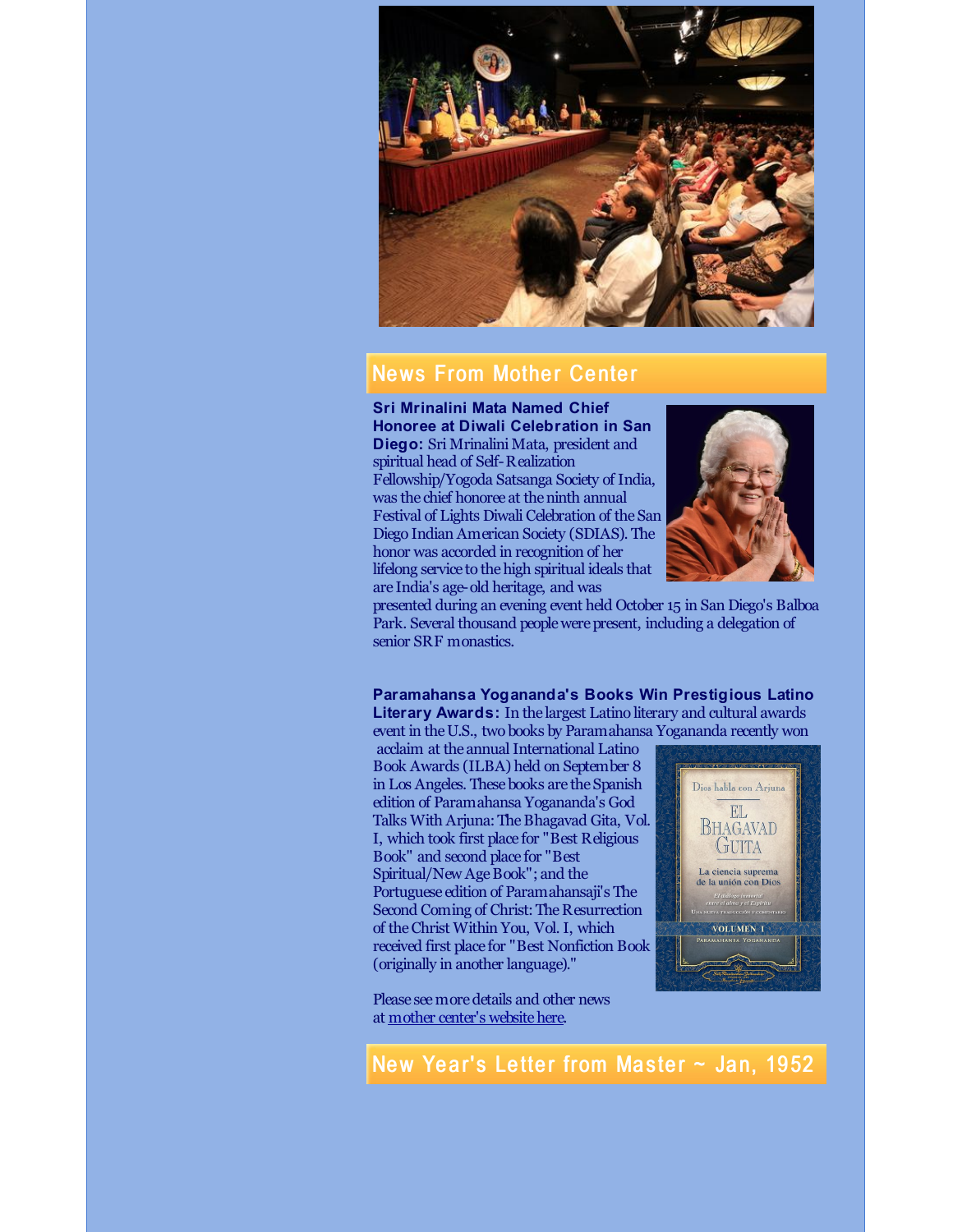## News From Mother Center

**Sri Mrinalini Mata Named Chief Honoree at Diwali Celebration in San Diego:** Sri Mrinalini Mata, president and spiritual head of Self-Realization Fellowship/Yogoda Satsanga Society of India, was the chief honoree at the ninth annual Festival of Lights Diwali Celebration of the San Diego Indian American Society (SDIAS). The honor was accorded in recognition of her lifelong service to the high spiritual ideals that are India's age-old heritage, and was presented during an evening event held October 15 in San Diego's Balboa Park. Several thousand people were present, including a delegation of senior SRF monastics.

**Paramahansa Yogananda's Books Win Prestigious Latino Literary Awards:** In the largest Latino literary and cultural awards event in the U.S., two books by Paramahansa Yogananda recently won acclaim at the annual International Latino Book Awards (ILBA) held on September 8 in Los Angeles. These books are the Spanish edition of Paramahansa Yogananda's God Talks With Arjuna: The Bhagavad Gita, Vol. I, which took first place for "Best Religious Book" and second place for "Best Spiritual/New Age Book"; and the Portuguese edition of Paramahansaji's The Second Coming of Christ: The Resurrection of the Christ Within You, Vol. I, which received first place for "Best Nonfiction Book (originally in another language)."

Please see more details and other news at mother center's website here.

## New Year's Letter from Master ~ Jan, 1952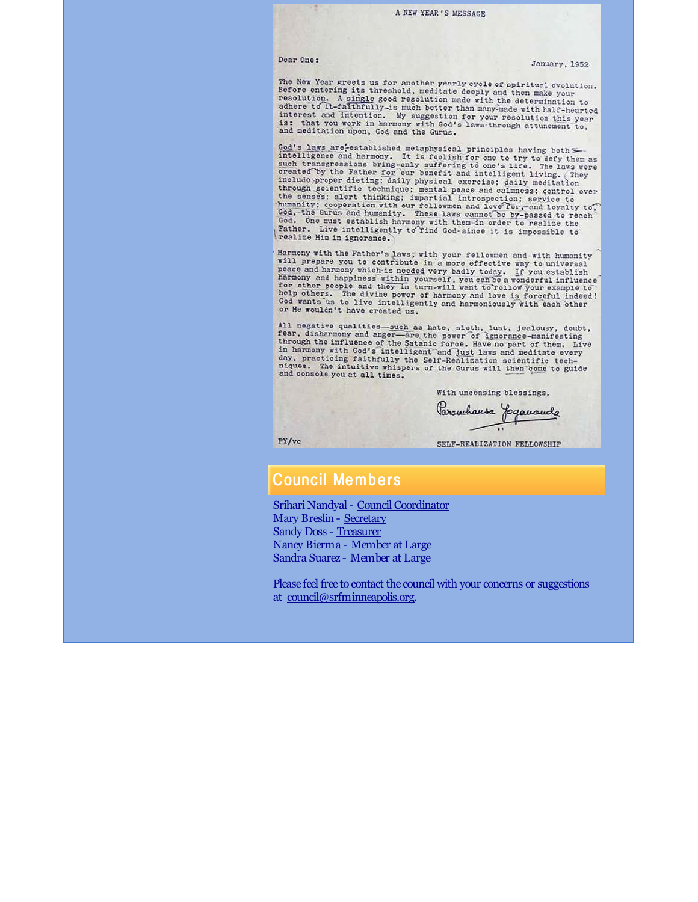A NEW YEAR'S MESSAGE

Dear One:

January, 1952

The New Year greets us for another yearly cycle of spiritual evolution. Before entering its threshold, meditate deeply and then make your resolution. A single good resolution made with the determination to adhere to it-faithfully-is much better than many-made with half-hearted interest and intention. My suggestion for your resolution this year is: that you work in harmony with God's laws through attunement to, and meditation upon, God and the Gurus.

God's laws are established metaphysical principles having both intelligence and harmony. It is foolish for one to try to defy them as such transgressions bring only suffering to one's life. The laws were created by the Father for our benefit and intelligent living. They include proper dieting; daily physical exercise; daily meditation through scientific technique; mental peace and calmness; control over the senses; alert thinking; impartial introspection; service to humanity; cooperation with our fellowmen and love for, and loyalty to, God, the Gurus and humanity. These laws cannot be by-passed to reach God. One must establish harmony with them in order to realize the Father. Live intelligently to find God since it is impossible to realize Him in ignorance.

Harmony with the Father's laws, with your fellowmen and with humanity will prepare you to contribute in a more effective way to universal peace and harmony which is needed very badly today. If you establish harmony and happiness within yourself, you can be a wonderful influence for other people and they in turn will want to follow your example to help others. The divine power of harmony and love is forceful indeed! God wants us to live intelligently and harmoniously with each other or He wouldn't have created us.

All negative qualities—such as hate, sloth, lust, jealousy, doubt, fear, disharmony and anger—are the power of ignorance manifesting through the influence of the Satanic force. Have no part of them. Live in harmony with God's intelligent and just laws and meditate every day, practicing faithfully the Self-Realization scientific techniques. The intuitive whispers of the Gurus will then come to guide and console you at all times.

With unceasing blessings,

Paramhansa Yogananda

PY/vc

SELF-REALIZATION FELLOWSHIP

## Council Members

Srihari Nandyal - Council Coordinator
Mary Breslin - Secretary
Sandy Doss - Treasurer
Nancy Bierma - Member at Large
Sandra Suarez - Member at Large

Please feel free to contact the council with your concerns or suggestions at council@srfminneapolis.org.